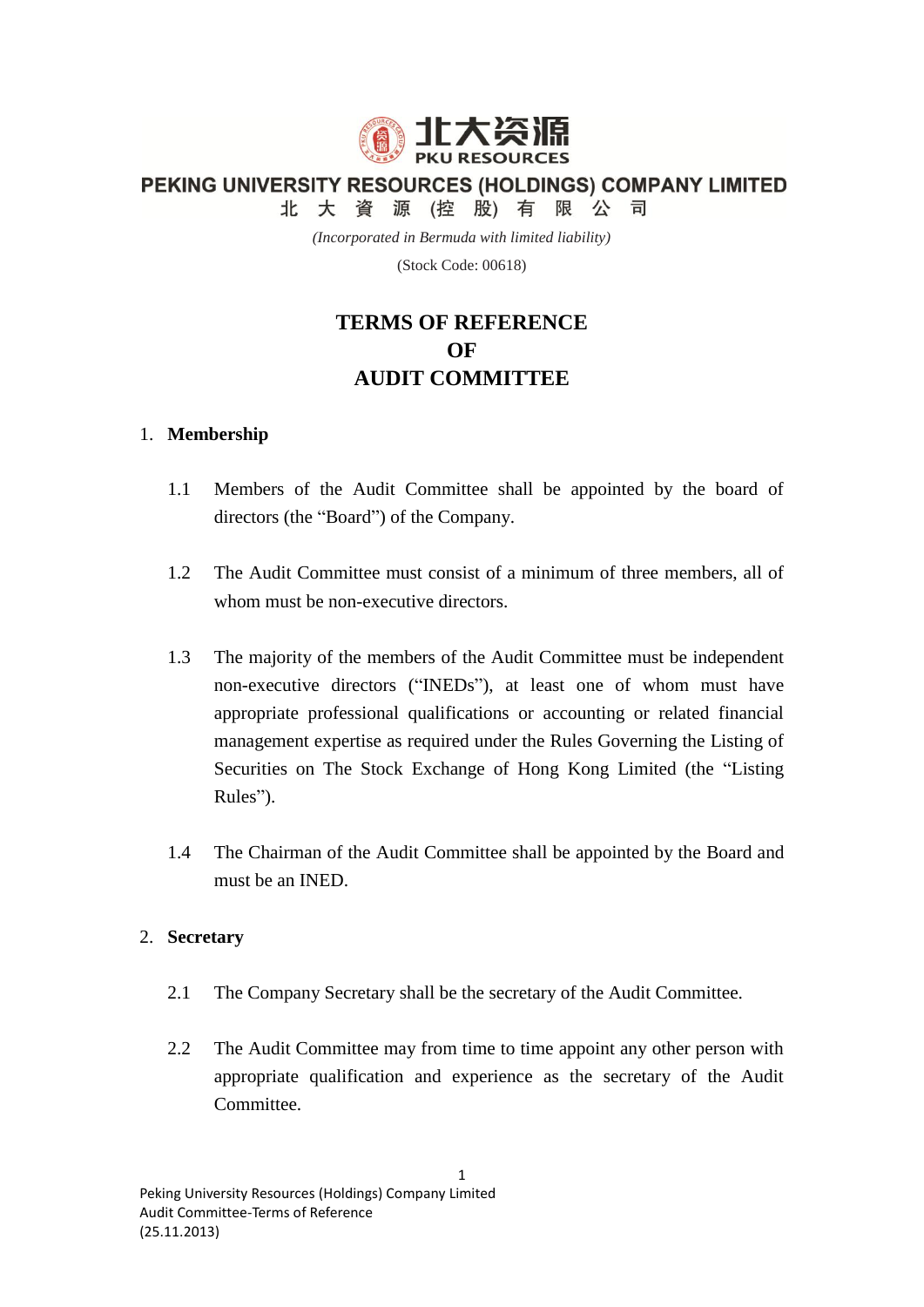北大资源
PKU RESOURCES

**PEKING UNIVERSITY RESOURCES (HOLDINGS) COMPANY LIMITED**

**北 大 資 源 (控 股) 有 限 公 司**

*(Incorporated in Bermuda with limited liability)*

(Stock Code: 00618)

# TERMS OF REFERENCE OF AUDIT COMMITTEE

## 1. Membership

1.1 Members of the Audit Committee shall be appointed by the board of directors (the "Board") of the Company.

1.2 The Audit Committee must consist of a minimum of three members, all of whom must be non-executive directors.

1.3 The majority of the members of the Audit Committee must be independent non-executive directors ("INEDs"), at least one of whom must have appropriate professional qualifications or accounting or related financial management expertise as required under the Rules Governing the Listing of Securities on The Stock Exchange of Hong Kong Limited (the "Listing Rules").

1.4 The Chairman of the Audit Committee shall be appointed by the Board and must be an INED.

## 2. Secretary

2.1 The Company Secretary shall be the secretary of the Audit Committee.

2.2 The Audit Committee may from time to time appoint any other person with appropriate qualification and experience as the secretary of the Audit Committee.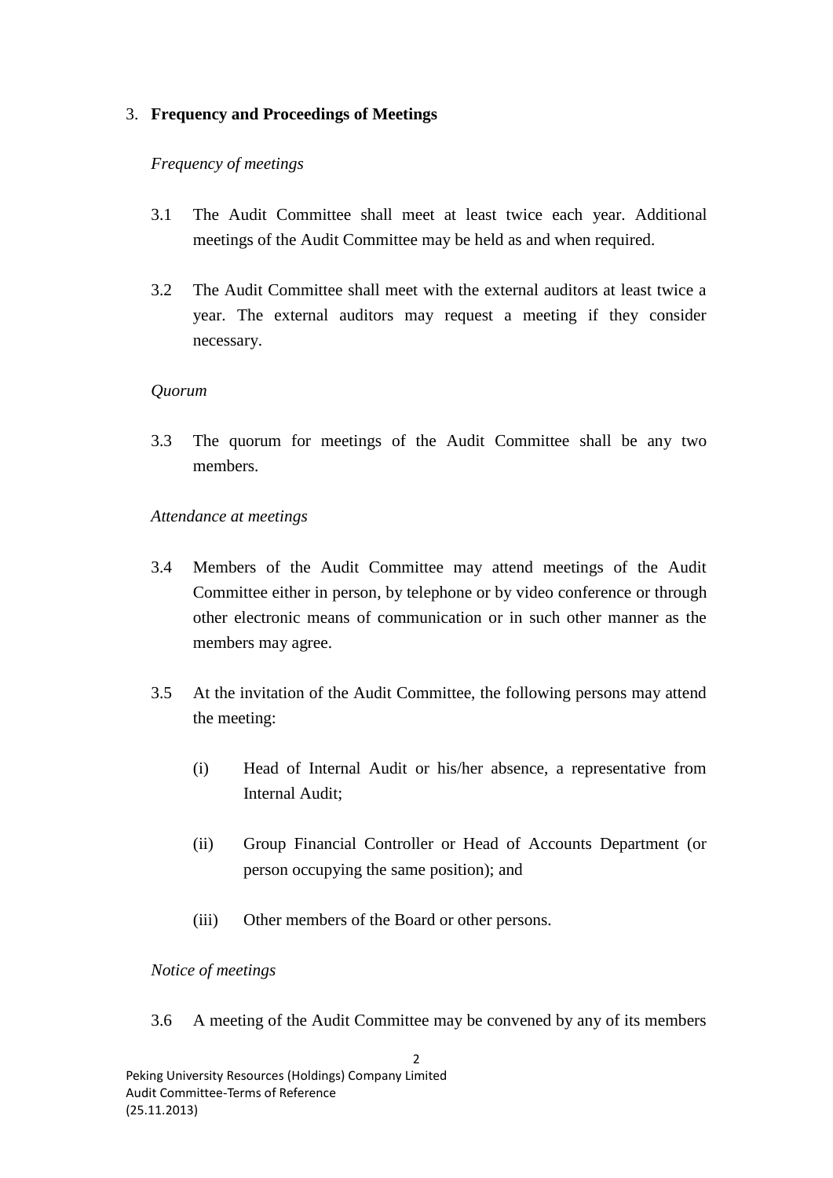3. **Frequency and Proceedings of Meetings**

*Frequency of meetings*

3.1 The Audit Committee shall meet at least twice each year. Additional meetings of the Audit Committee may be held as and when required.

3.2 The Audit Committee shall meet with the external auditors at least twice a year. The external auditors may request a meeting if they consider necessary.

*Quorum*

3.3 The quorum for meetings of the Audit Committee shall be any two members.

*Attendance at meetings*

3.4 Members of the Audit Committee may attend meetings of the Audit Committee either in person, by telephone or by video conference or through other electronic means of communication or in such other manner as the members may agree.

3.5 At the invitation of the Audit Committee, the following persons may attend the meeting:

(i) Head of Internal Audit or his/her absence, a representative from Internal Audit;

(ii) Group Financial Controller or Head of Accounts Department (or person occupying the same position); and

(iii) Other members of the Board or other persons.

*Notice of meetings*

3.6 A meeting of the Audit Committee may be convened by any of its members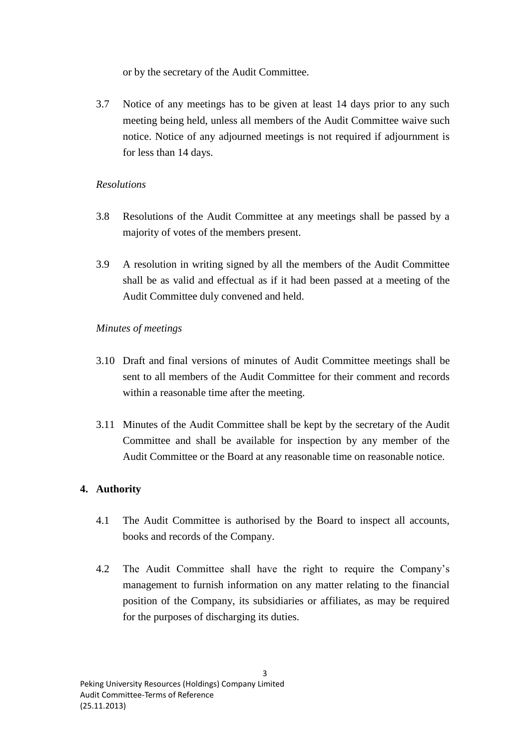or by the secretary of the Audit Committee.

3.7 Notice of any meetings has to be given at least 14 days prior to any such meeting being held, unless all members of the Audit Committee waive such notice. Notice of any adjourned meetings is not required if adjournment is for less than 14 days.

*Resolutions*

3.8 Resolutions of the Audit Committee at any meetings shall be passed by a majority of votes of the members present.

3.9 A resolution in writing signed by all the members of the Audit Committee shall be as valid and effectual as if it had been passed at a meeting of the Audit Committee duly convened and held.

*Minutes of meetings*

3.10 Draft and final versions of minutes of Audit Committee meetings shall be sent to all members of the Audit Committee for their comment and records within a reasonable time after the meeting.

3.11 Minutes of the Audit Committee shall be kept by the secretary of the Audit Committee and shall be available for inspection by any member of the Audit Committee or the Board at any reasonable time on reasonable notice.

**4. Authority**

4.1 The Audit Committee is authorised by the Board to inspect all accounts, books and records of the Company.

4.2 The Audit Committee shall have the right to require the Company's management to furnish information on any matter relating to the financial position of the Company, its subsidiaries or affiliates, as may be required for the purposes of discharging its duties.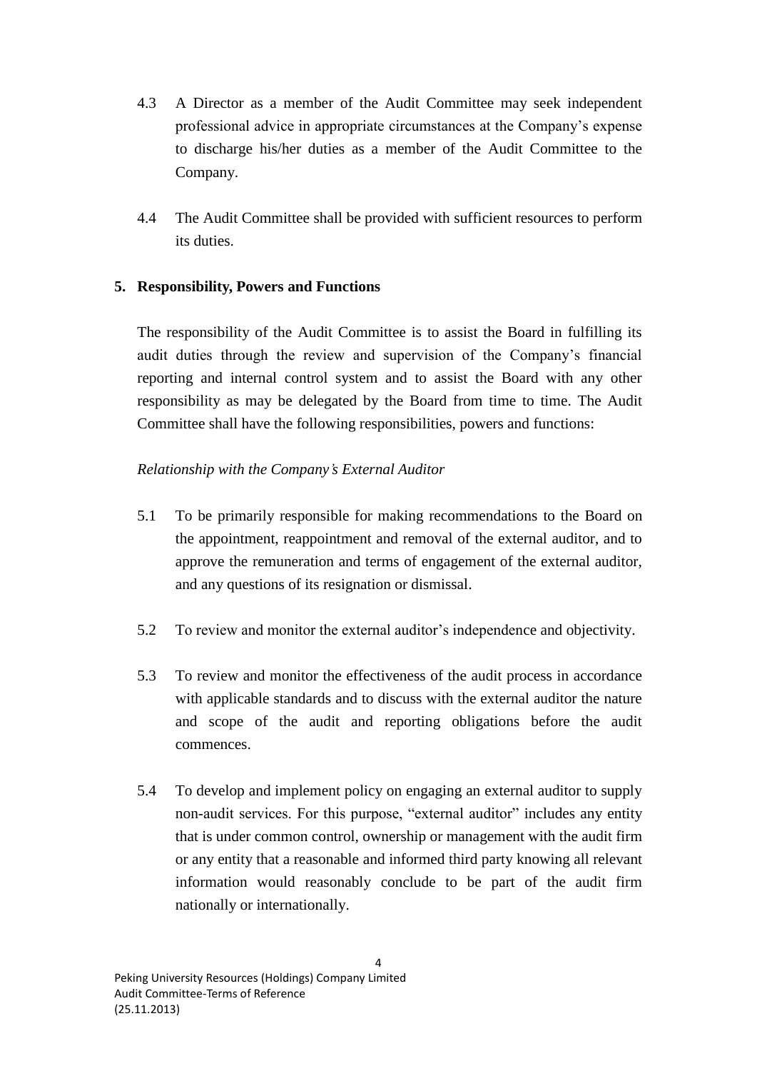4.3 A Director as a member of the Audit Committee may seek independent professional advice in appropriate circumstances at the Company's expense to discharge his/her duties as a member of the Audit Committee to the Company.

4.4 The Audit Committee shall be provided with sufficient resources to perform its duties.

## 5. Responsibility, Powers and Functions

The responsibility of the Audit Committee is to assist the Board in fulfilling its audit duties through the review and supervision of the Company's financial reporting and internal control system and to assist the Board with any other responsibility as may be delegated by the Board from time to time. The Audit Committee shall have the following responsibilities, powers and functions:

*Relationship with the Company's External Auditor*

5.1 To be primarily responsible for making recommendations to the Board on the appointment, reappointment and removal of the external auditor, and to approve the remuneration and terms of engagement of the external auditor, and any questions of its resignation or dismissal.

5.2 To review and monitor the external auditor's independence and objectivity.

5.3 To review and monitor the effectiveness of the audit process in accordance with applicable standards and to discuss with the external auditor the nature and scope of the audit and reporting obligations before the audit commences.

5.4 To develop and implement policy on engaging an external auditor to supply non-audit services. For this purpose, "external auditor" includes any entity that is under common control, ownership or management with the audit firm or any entity that a reasonable and informed third party knowing all relevant information would reasonably conclude to be part of the audit firm nationally or internationally.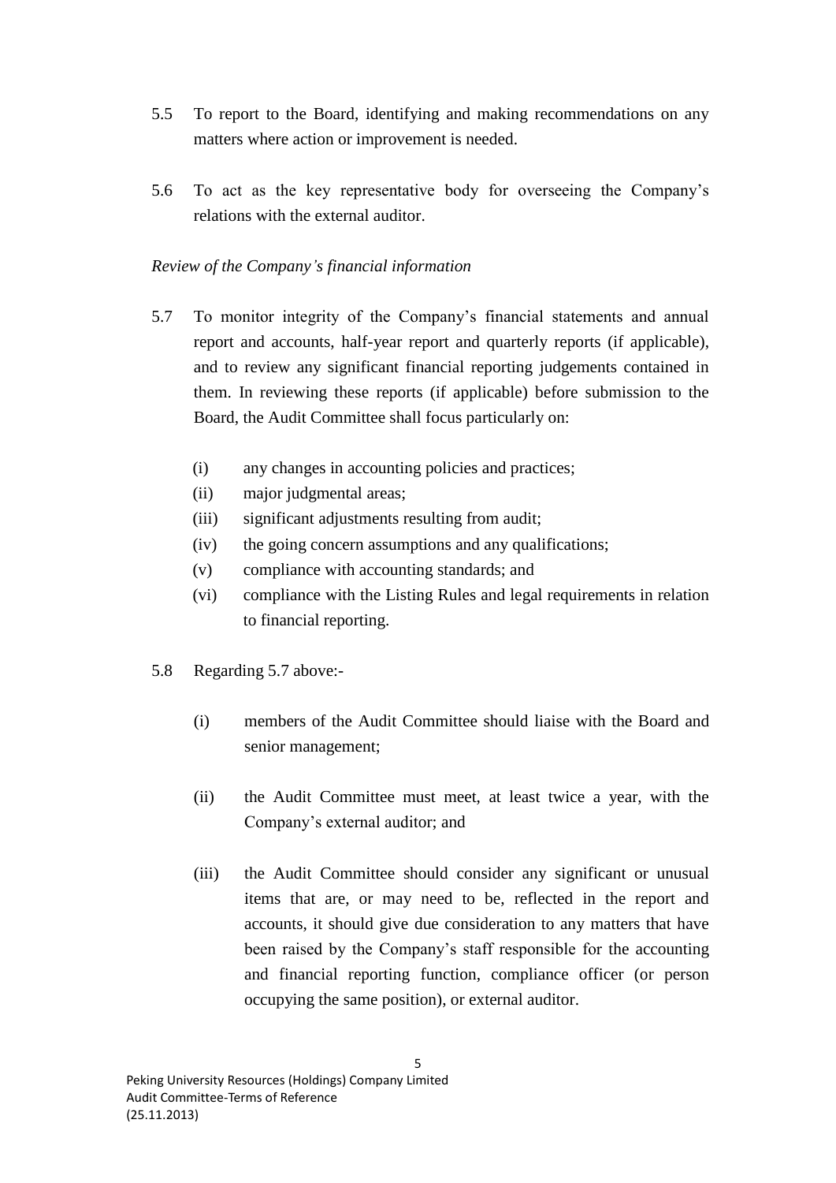5.5 To report to the Board, identifying and making recommendations on any matters where action or improvement is needed.

5.6 To act as the key representative body for overseeing the Company's relations with the external auditor.

*Review of the Company's financial information*

5.7 To monitor integrity of the Company's financial statements and annual report and accounts, half-year report and quarterly reports (if applicable), and to review any significant financial reporting judgements contained in them. In reviewing these reports (if applicable) before submission to the Board, the Audit Committee shall focus particularly on:

(i) any changes in accounting policies and practices;
(ii) major judgmental areas;
(iii) significant adjustments resulting from audit;
(iv) the going concern assumptions and any qualifications;
(v) compliance with accounting standards; and
(vi) compliance with the Listing Rules and legal requirements in relation to financial reporting.

5.8 Regarding 5.7 above:-

(i) members of the Audit Committee should liaise with the Board and senior management;

(ii) the Audit Committee must meet, at least twice a year, with the Company's external auditor; and

(iii) the Audit Committee should consider any significant or unusual items that are, or may need to be, reflected in the report and accounts, it should give due consideration to any matters that have been raised by the Company's staff responsible for the accounting and financial reporting function, compliance officer (or person occupying the same position), or external auditor.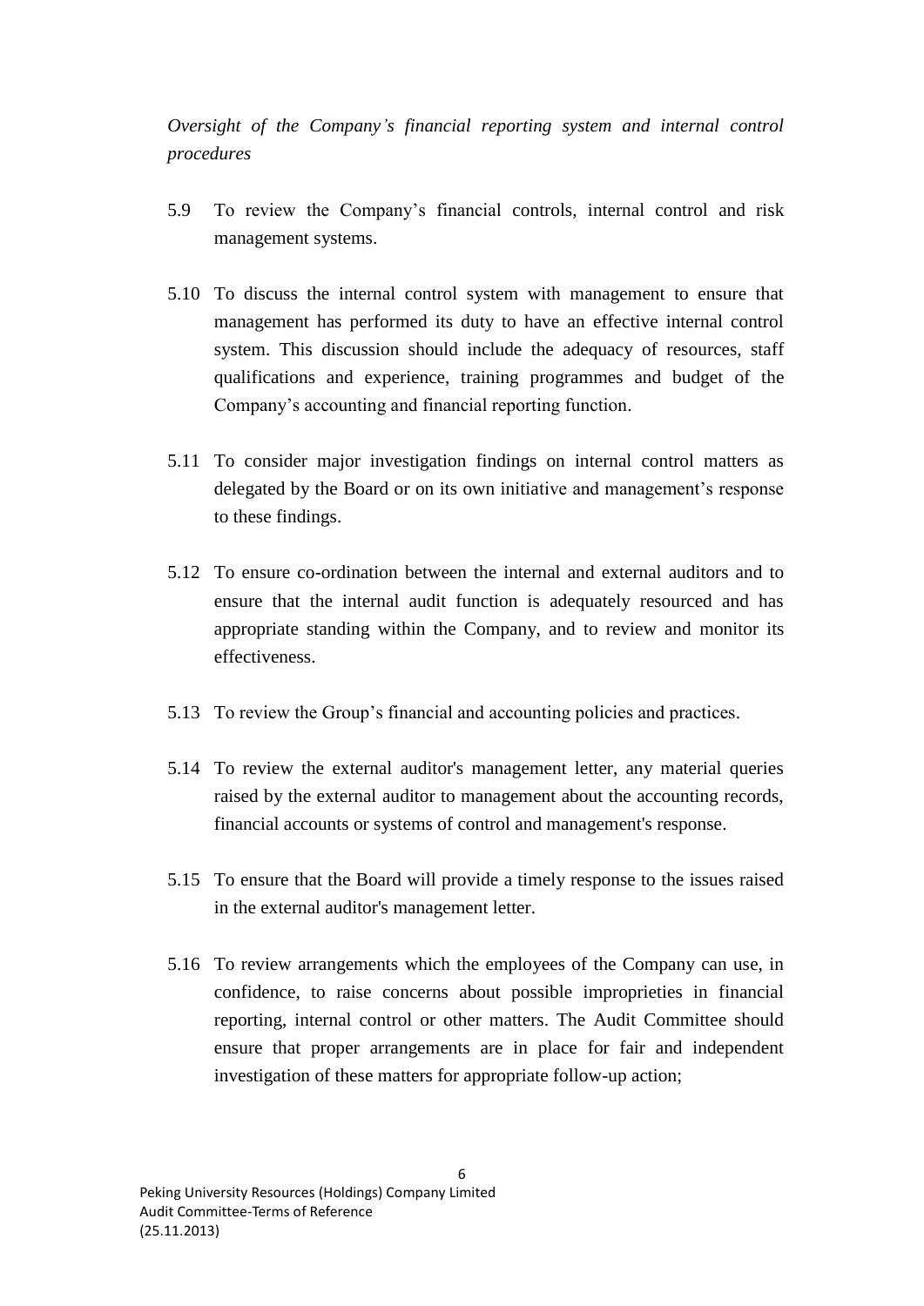*Oversight of the Company's financial reporting system and internal control procedures*

5.9 To review the Company's financial controls, internal control and risk management systems.

5.10 To discuss the internal control system with management to ensure that management has performed its duty to have an effective internal control system. This discussion should include the adequacy of resources, staff qualifications and experience, training programmes and budget of the Company's accounting and financial reporting function.

5.11 To consider major investigation findings on internal control matters as delegated by the Board or on its own initiative and management's response to these findings.

5.12 To ensure co-ordination between the internal and external auditors and to ensure that the internal audit function is adequately resourced and has appropriate standing within the Company, and to review and monitor its effectiveness.

5.13 To review the Group's financial and accounting policies and practices.

5.14 To review the external auditor's management letter, any material queries raised by the external auditor to management about the accounting records, financial accounts or systems of control and management's response.

5.15 To ensure that the Board will provide a timely response to the issues raised in the external auditor's management letter.

5.16 To review arrangements which the employees of the Company can use, in confidence, to raise concerns about possible improprieties in financial reporting, internal control or other matters. The Audit Committee should ensure that proper arrangements are in place for fair and independent investigation of these matters for appropriate follow-up action;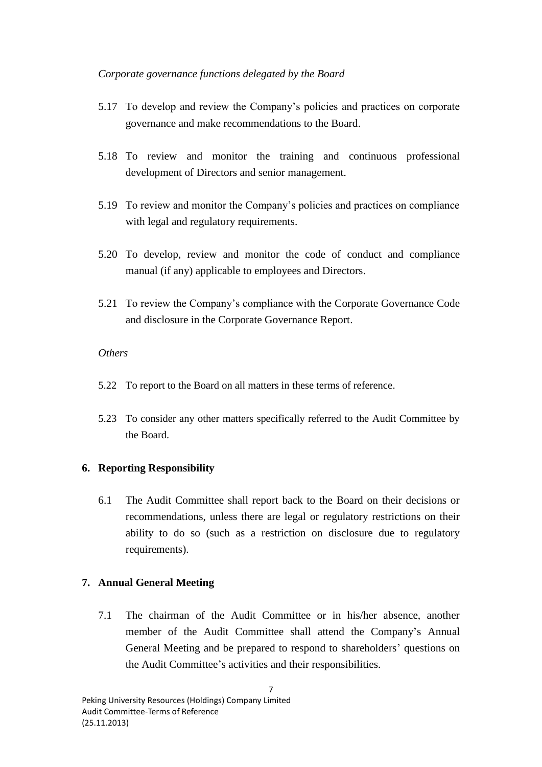*Corporate governance functions delegated by the Board*

5.17 To develop and review the Company's policies and practices on corporate governance and make recommendations to the Board.

5.18 To review and monitor the training and continuous professional development of Directors and senior management.

5.19 To review and monitor the Company's policies and practices on compliance with legal and regulatory requirements.

5.20 To develop, review and monitor the code of conduct and compliance manual (if any) applicable to employees and Directors.

5.21 To review the Company's compliance with the Corporate Governance Code and disclosure in the Corporate Governance Report.

*Others*

5.22 To report to the Board on all matters in these terms of reference.

5.23 To consider any other matters specifically referred to the Audit Committee by the Board.

## 6. Reporting Responsibility

6.1 The Audit Committee shall report back to the Board on their decisions or recommendations, unless there are legal or regulatory restrictions on their ability to do so (such as a restriction on disclosure due to regulatory requirements).

## 7. Annual General Meeting

7.1 The chairman of the Audit Committee or in his/her absence, another member of the Audit Committee shall attend the Company's Annual General Meeting and be prepared to respond to shareholders' questions on the Audit Committee's activities and their responsibilities.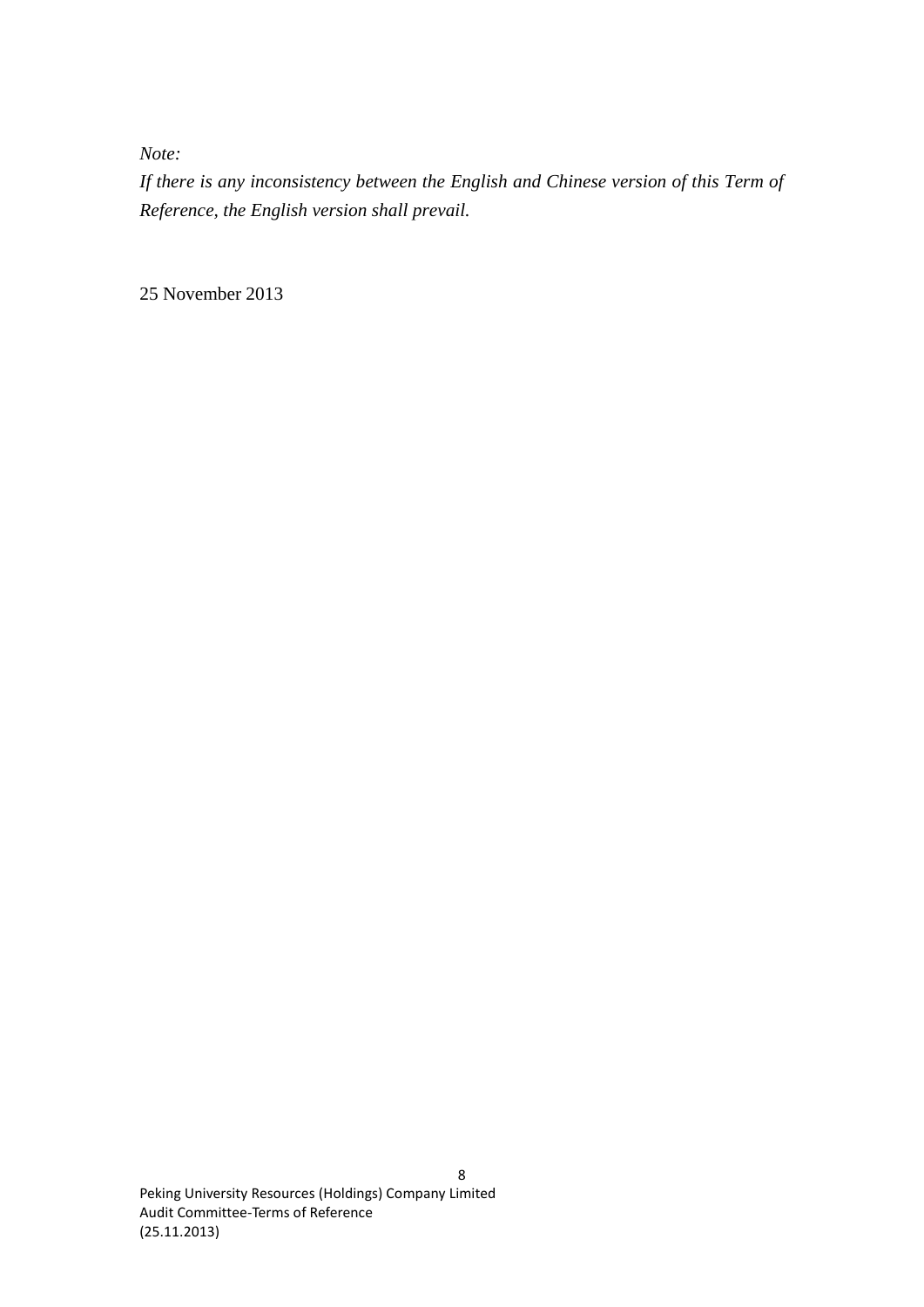*Note:*

*If there is any inconsistency between the English and Chinese version of this Term of Reference, the English version shall prevail.*

25 November 2013